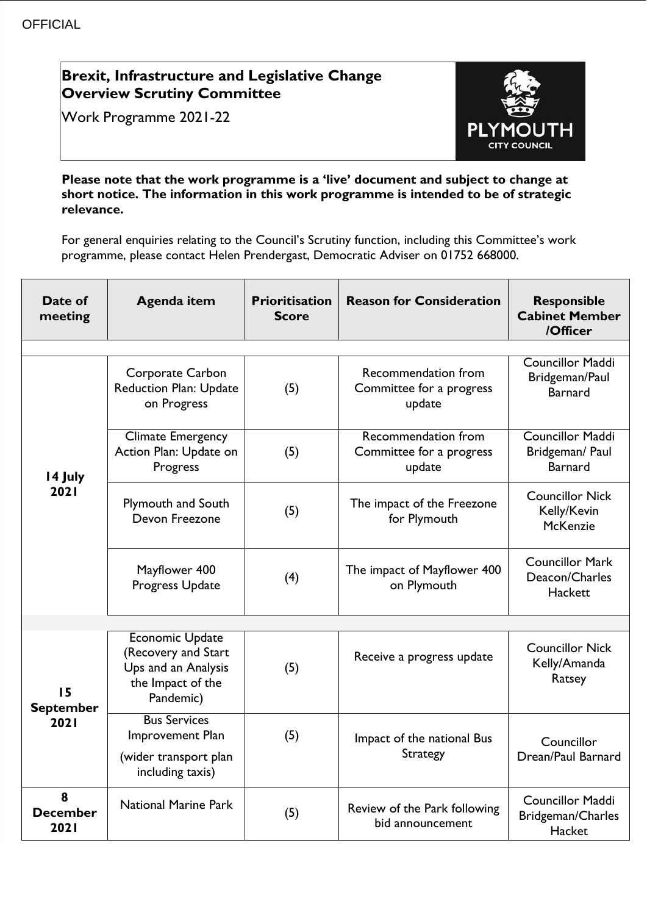OFFICIAL

# Brexit, Infrastructure and Legislative Change Overview Scrutiny Committee

Work Programme 2021-22

**Please note that the work programme is a 'live' document and subject to change at short notice. The information in this work programme is intended to be of strategic relevance.**

For general enquiries relating to the Council's Scrutiny function, including this Committee's work programme, please contact Helen Prendergast, Democratic Adviser on 01752 668000.

| Date of meeting | Agenda item | Prioritisation Score | Reason for Consideration | Responsible Cabinet Member /Officer |
|---|---|---|---|---|
| 14 July 2021 | Corporate Carbon Reduction Plan: Update on Progress | (5) | Recommendation from Committee for a progress update | Councillor Maddi Bridgeman/Paul Barnard |
| | Climate Emergency Action Plan: Update on Progress | (5) | Recommendation from Committee for a progress update | Councillor Maddi Bridgeman/ Paul Barnard |
| | Plymouth and South Devon Freezone | (5) | The impact of the Freezone for Plymouth | Councillor Nick Kelly/Kevin McKenzie |
| | Mayflower 400 Progress Update | (4) | The impact of Mayflower 400 on Plymouth | Councillor Mark Deacon/Charles Hackett |
| 15 September 2021 | Economic Update (Recovery and Start Ups and an Analysis the Impact of the Pandemic) | (5) | Receive a progress update | Councillor Nick Kelly/Amanda Ratsey |
| | Bus Services Improvement Plan (wider transport plan including taxis) | (5) | Impact of the national Bus Strategy | Councillor Drean/Paul Barnard |
| 8 December 2021 | National Marine Park | (5) | Review of the Park following bid announcement | Councillor Maddi Bridgeman/Charles Hacket |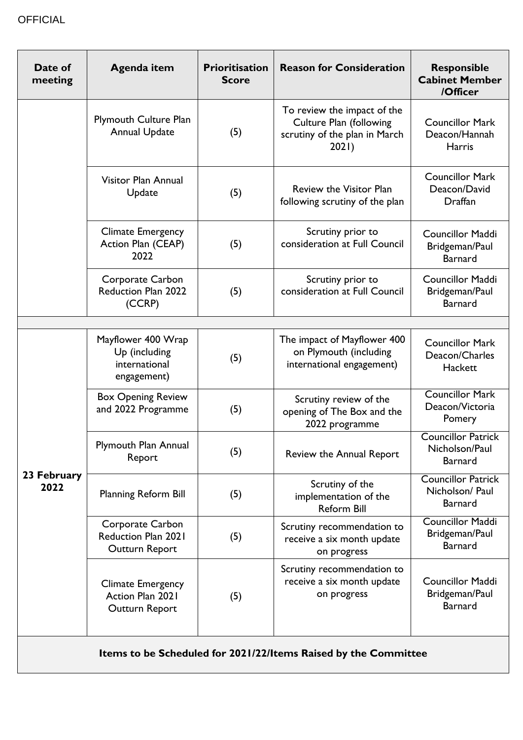OFFICIAL

| Date of meeting | Agenda item | Prioritisation Score | Reason for Consideration | Responsible Cabinet Member /Officer |
|---|---|---|---|---|
| | Plymouth Culture Plan Annual Update | (5) | To review the impact of the Culture Plan (following scrutiny of the plan in March 2021) | Councillor Mark Deacon/Hannah Harris |
| | Visitor Plan Annual Update | (5) | Review the Visitor Plan following scrutiny of the plan | Councillor Mark Deacon/David Draffan |
| | Climate Emergency Action Plan (CEAP) 2022 | (5) | Scrutiny prior to consideration at Full Council | Councillor Maddi Bridgeman/Paul Barnard |
| | Corporate Carbon Reduction Plan 2022 (CCRP) | (5) | Scrutiny prior to consideration at Full Council | Councillor Maddi Bridgeman/Paul Barnard |
| | | | | |
| 23 February 2022 | Mayflower 400 Wrap Up (including international engagement) | (5) | The impact of Mayflower 400 on Plymouth (including international engagement) | Councillor Mark Deacon/Charles Hackett |
| | Box Opening Review and 2022 Programme | (5) | Scrutiny review of the opening of The Box and the 2022 programme | Councillor Mark Deacon/Victoria Pomery |
| | Plymouth Plan Annual Report | (5) | Review the Annual Report | Councillor Patrick Nicholson/Paul Barnard |
| | Planning Reform Bill | (5) | Scrutiny of the implementation of the Reform Bill | Councillor Patrick Nicholson/ Paul Barnard |
| | Corporate Carbon Reduction Plan 2021 Outturn Report | (5) | Scrutiny recommendation to receive a six month update on progress | Councillor Maddi Bridgeman/Paul Barnard |
| | Climate Emergency Action Plan 2021 Outturn Report | (5) | Scrutiny recommendation to receive a six month update on progress | Councillor Maddi Bridgeman/Paul Barnard |
| **Items to be Scheduled for 2021/22/Items Raised by the Committee** | | | | |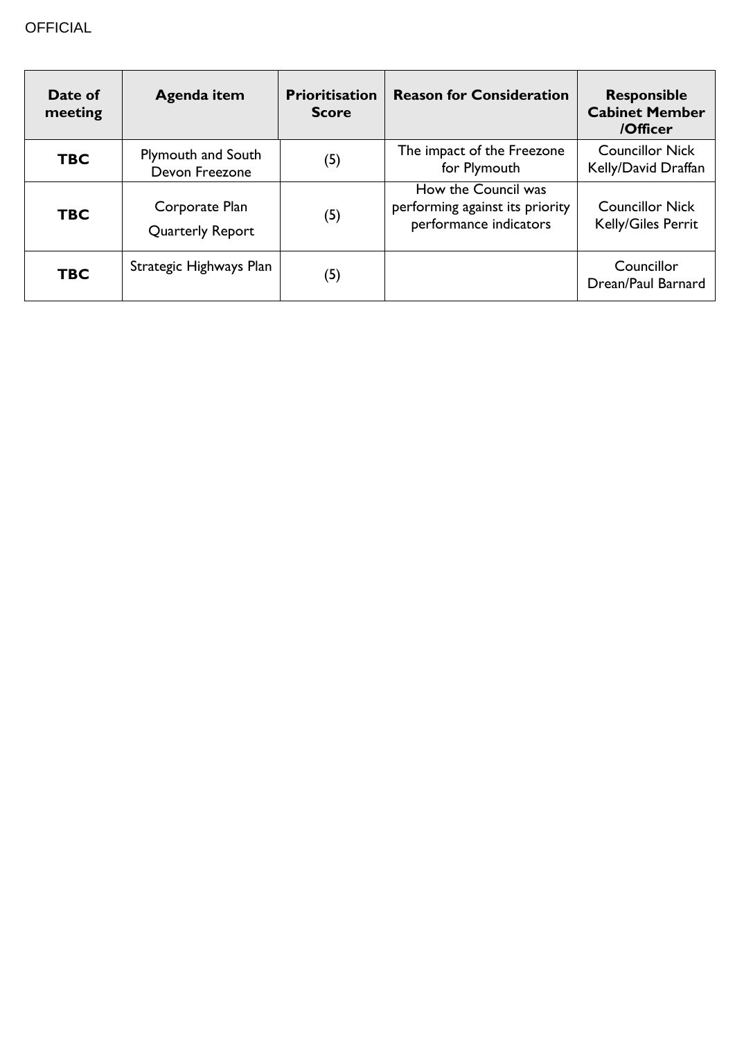OFFICIAL

| Date of meeting | Agenda item | Prioritisation Score | Reason for Consideration | Responsible Cabinet Member /Officer |
|---|---|---|---|---|
| **TBC** | Plymouth and South Devon Freezone | (5) | The impact of the Freezone for Plymouth | Councillor Nick Kelly/David Draffan |
| **TBC** | Corporate Plan Quarterly Report | (5) | How the Council was performing against its priority performance indicators | Councillor Nick Kelly/Giles Perrit |
| **TBC** | Strategic Highways Plan | (5) | | Councillor Drean/Paul Barnard |